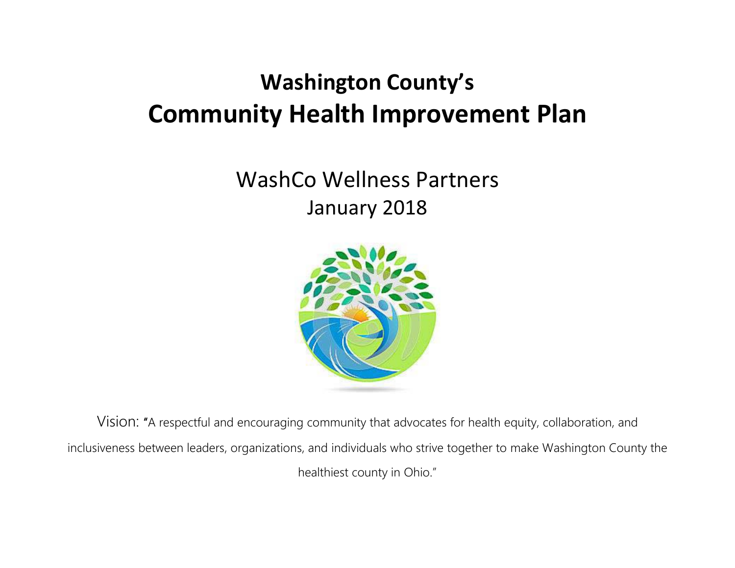# Washington County's
# Community Health Improvement Plan

WashCo Wellness Partners
January 2018

Vision: "A respectful and encouraging community that advocates for health equity, collaboration, and inclusiveness between leaders, organizations, and individuals who strive together to make Washington County the healthiest county in Ohio."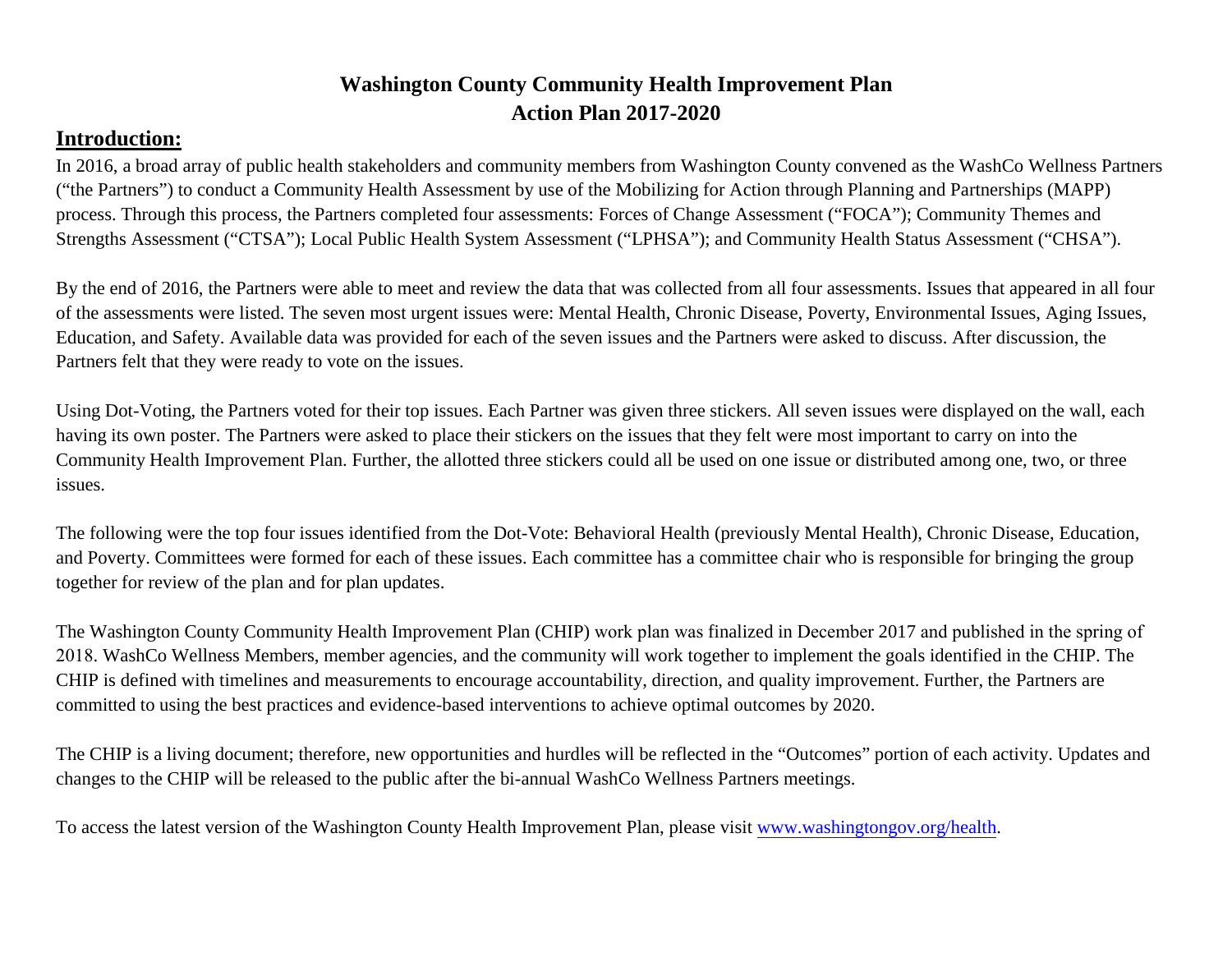# Washington County Community Health Improvement Plan
# Action Plan 2017-2020

## Introduction:

In 2016, a broad array of public health stakeholders and community members from Washington County convened as the WashCo Wellness Partners ("the Partners") to conduct a Community Health Assessment by use of the Mobilizing for Action through Planning and Partnerships (MAPP) process. Through this process, the Partners completed four assessments: Forces of Change Assessment ("FOCA"); Community Themes and Strengths Assessment ("CTSA"); Local Public Health System Assessment ("LPHSA"); and Community Health Status Assessment ("CHSA").

By the end of 2016, the Partners were able to meet and review the data that was collected from all four assessments. Issues that appeared in all four of the assessments were listed. The seven most urgent issues were: Mental Health, Chronic Disease, Poverty, Environmental Issues, Aging Issues, Education, and Safety. Available data was provided for each of the seven issues and the Partners were asked to discuss. After discussion, the Partners felt that they were ready to vote on the issues.

Using Dot-Voting, the Partners voted for their top issues. Each Partner was given three stickers. All seven issues were displayed on the wall, each having its own poster. The Partners were asked to place their stickers on the issues that they felt were most important to carry on into the Community Health Improvement Plan. Further, the allotted three stickers could all be used on one issue or distributed among one, two, or three issues.

The following were the top four issues identified from the Dot-Vote: Behavioral Health (previously Mental Health), Chronic Disease, Education, and Poverty. Committees were formed for each of these issues. Each committee has a committee chair who is responsible for bringing the group together for review of the plan and for plan updates.

The Washington County Community Health Improvement Plan (CHIP) work plan was finalized in December 2017 and published in the spring of 2018. WashCo Wellness Members, member agencies, and the community will work together to implement the goals identified in the CHIP. The CHIP is defined with timelines and measurements to encourage accountability, direction, and quality improvement. Further, the Partners are committed to using the best practices and evidence-based interventions to achieve optimal outcomes by 2020.

The CHIP is a living document; therefore, new opportunities and hurdles will be reflected in the "Outcomes" portion of each activity. Updates and changes to the CHIP will be released to the public after the bi-annual WashCo Wellness Partners meetings.

To access the latest version of the Washington County Health Improvement Plan, please visit www.washingtongov.org/health.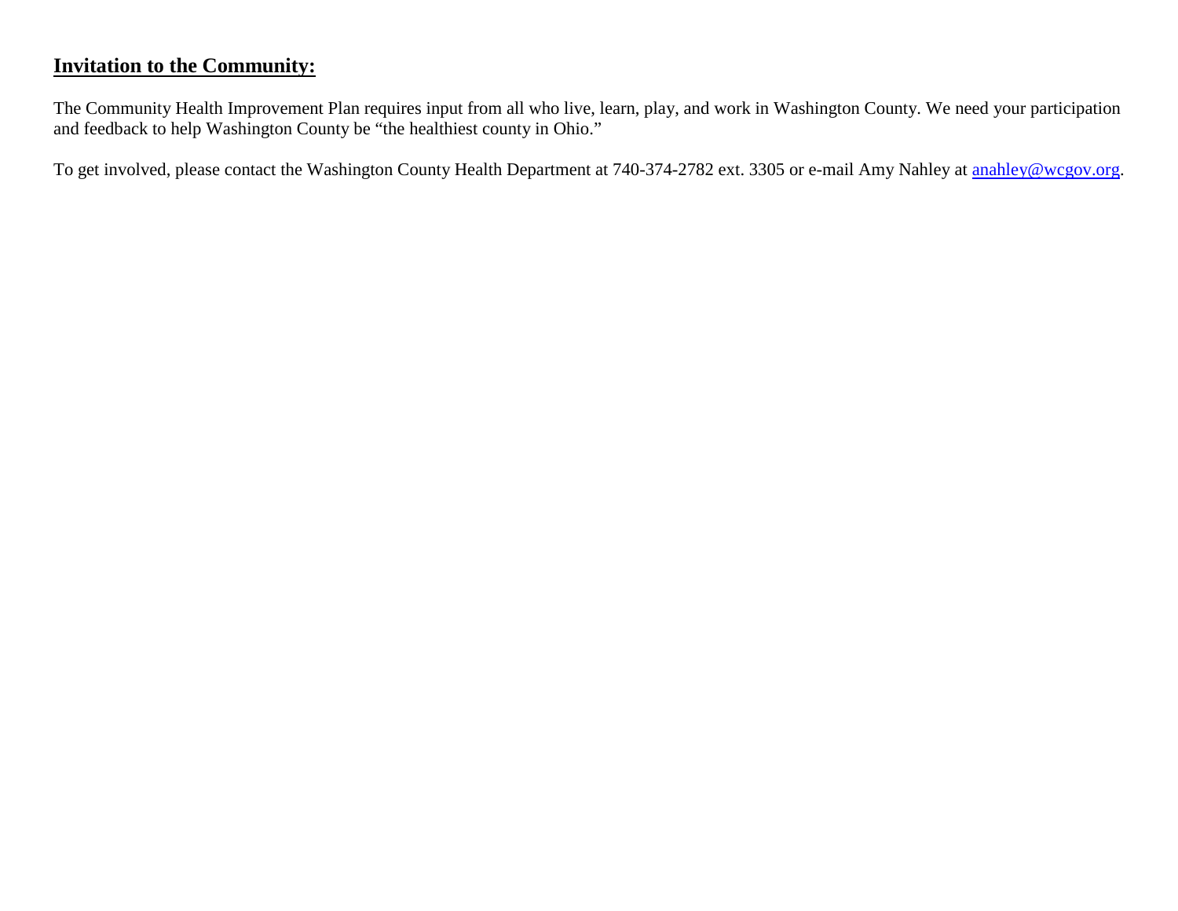## **Invitation to the Community:**

The Community Health Improvement Plan requires input from all who live, learn, play, and work in Washington County. We need your participation and feedback to help Washington County be "the healthiest county in Ohio."

To get involved, please contact the Washington County Health Department at 740-374-2782 ext. 3305 or e-mail Amy Nahley at anahley@wcgov.org.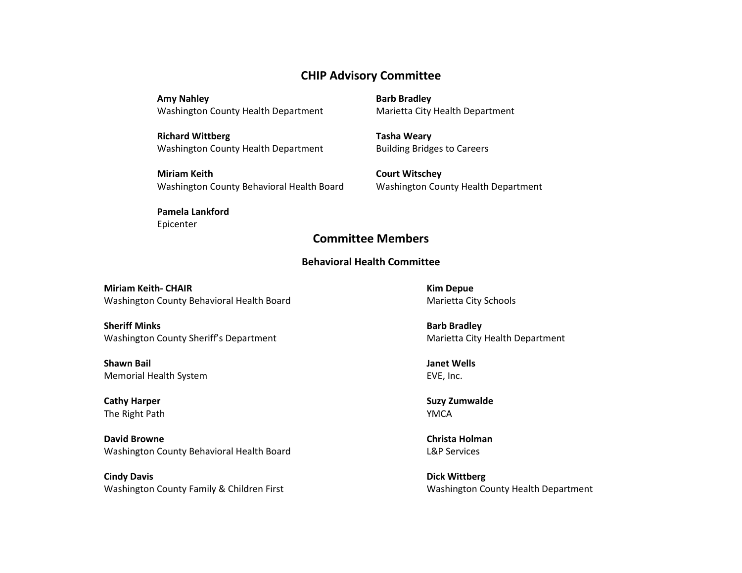## CHIP Advisory Committee

**Amy Nahley**
Washington County Health Department

**Richard Wittberg**
Washington County Health Department

**Miriam Keith**
Washington County Behavioral Health Board

**Pamela Lankford**
Epicenter

**Barb Bradley**
Marietta City Health Department

**Tasha Weary**
Building Bridges to Careers

**Court Witschey**
Washington County Health Department

## Committee Members

### Behavioral Health Committee

**Miriam Keith- CHAIR**
Washington County Behavioral Health Board

**Sheriff Minks**
Washington County Sheriff's Department

**Shawn Bail**
Memorial Health System

**Cathy Harper**
The Right Path

**David Browne**
Washington County Behavioral Health Board

**Cindy Davis**
Washington County Family & Children First

**Kim Depue**
Marietta City Schools

**Barb Bradley**
Marietta City Health Department

**Janet Wells**
EVE, Inc.

**Suzy Zumwalde**
YMCA

**Christa Holman**
L&P Services

**Dick Wittberg**
Washington County Health Department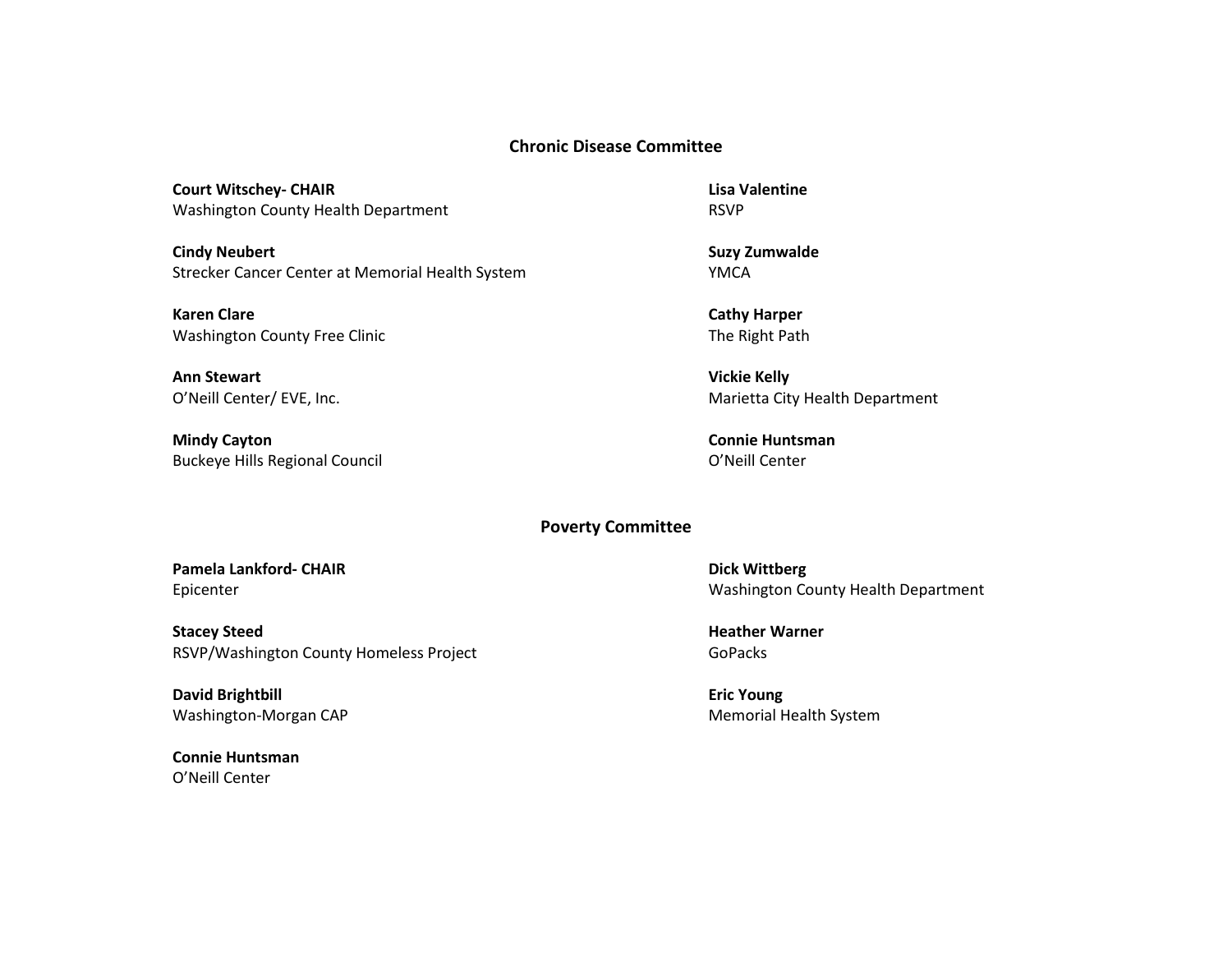## Chronic Disease Committee

**Court Witschey- CHAIR**
Washington County Health Department

**Cindy Neubert**
Strecker Cancer Center at Memorial Health System

**Karen Clare**
Washington County Free Clinic

**Ann Stewart**
O'Neill Center/ EVE, Inc.

**Mindy Cayton**
Buckeye Hills Regional Council

**Lisa Valentine**
RSVP

**Suzy Zumwalde**
YMCA

**Cathy Harper**
The Right Path

**Vickie Kelly**
Marietta City Health Department

**Connie Huntsman**
O'Neill Center

## Poverty Committee

**Pamela Lankford- CHAIR**
Epicenter

**Stacey Steed**
RSVP/Washington County Homeless Project

**David Brightbill**
Washington-Morgan CAP

**Connie Huntsman**
O'Neill Center

**Dick Wittberg**
Washington County Health Department

**Heather Warner**
GoPacks

**Eric Young**
Memorial Health System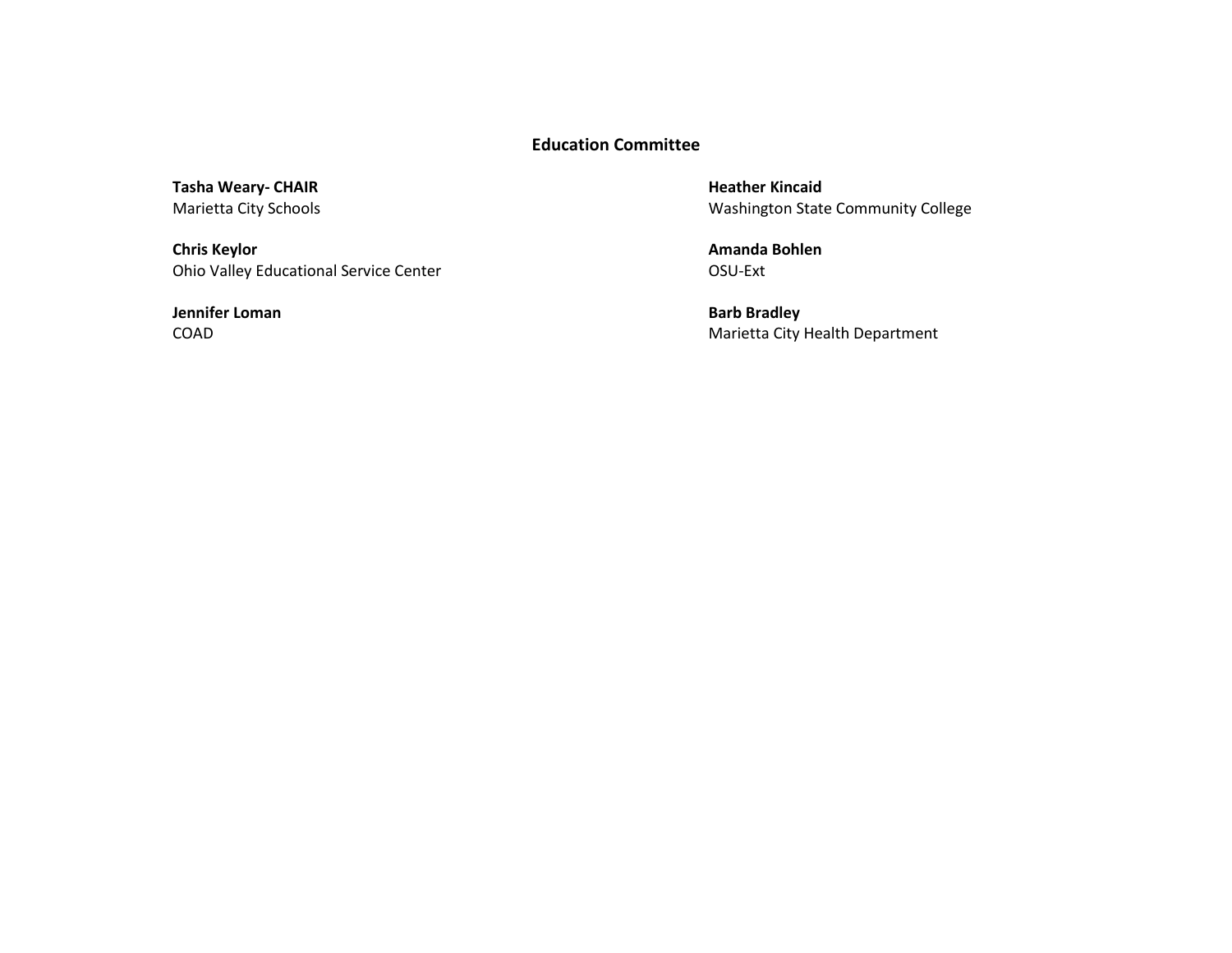## Education Committee

**Tasha Weary- CHAIR**
Marietta City Schools

**Chris Keylor**
Ohio Valley Educational Service Center

**Jennifer Loman**
COAD

**Heather Kincaid**
Washington State Community College

**Amanda Bohlen**
OSU-Ext

**Barb Bradley**
Marietta City Health Department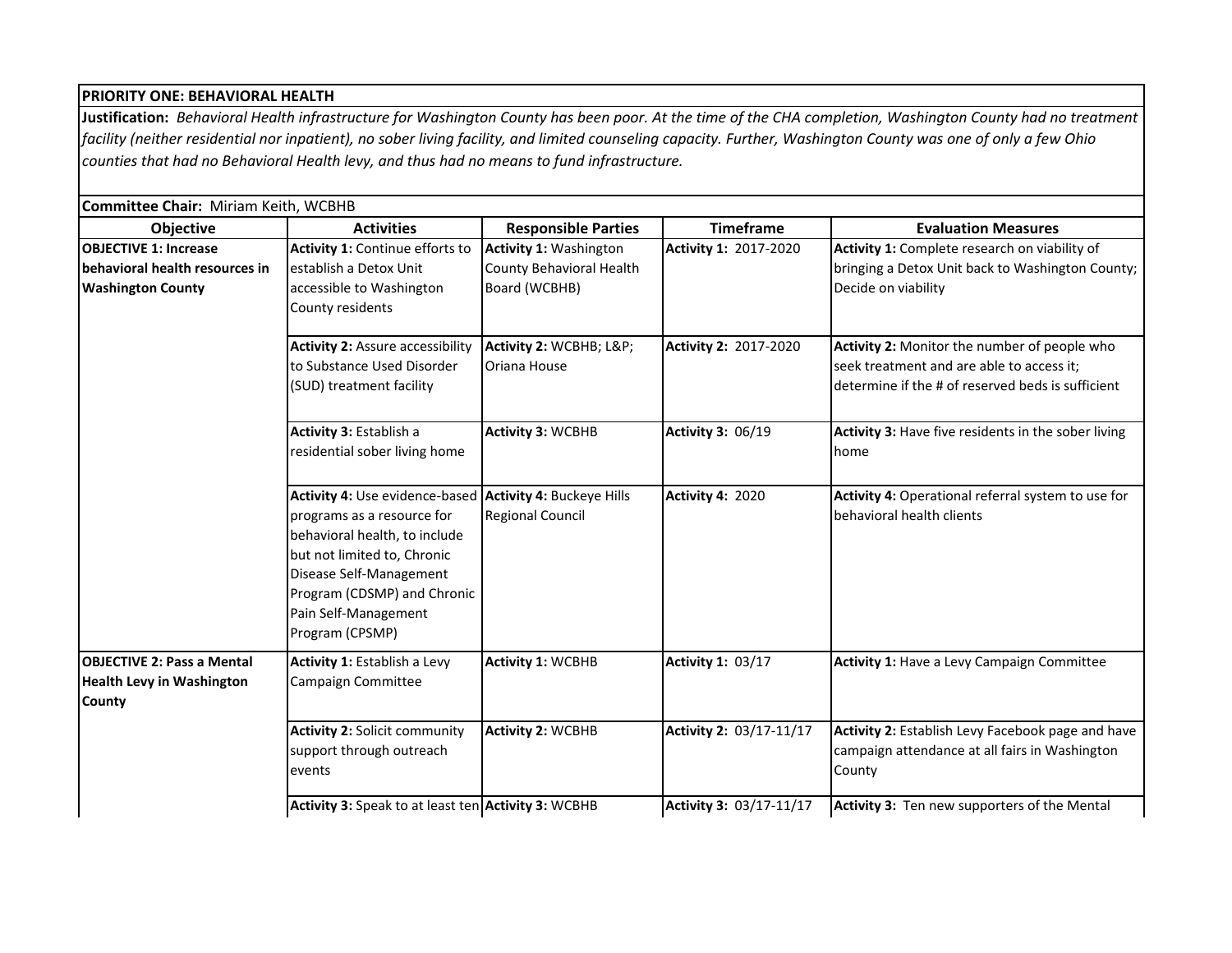**PRIORITY ONE: BEHAVIORAL HEALTH**

**Justification:** *Behavioral Health infrastructure for Washington County has been poor. At the time of the CHA completion, Washington County had no treatment facility (neither residential nor inpatient), no sober living facility, and limited counseling capacity. Further, Washington County was one of only a few Ohio counties that had no Behavioral Health levy, and thus had no means to fund infrastructure.*

**Committee Chair:** Miriam Keith, WCBHB

| Objective | Activities | Responsible Parties | Timeframe | Evaluation Measures |
|---|---|---|---|---|
| **OBJECTIVE 1: Increase behavioral health resources in Washington County** | **Activity 1:** Continue efforts to establish a Detox Unit accessible to Washington County residents | **Activity 1:** Washington County Behavioral Health Board (WCBHB) | **Activity 1:** 2017-2020 | **Activity 1:** Complete research on viability of bringing a Detox Unit back to Washington County; Decide on viability |
| | **Activity 2:** Assure accessibility to Substance Used Disorder (SUD) treatment facility | **Activity 2:** WCBHB; L&P; Oriana House | **Activity 2:** 2017-2020 | **Activity 2:** Monitor the number of people who seek treatment and are able to access it; determine if the # of reserved beds is sufficient |
| | **Activity 3:** Establish a residential sober living home | **Activity 3:** WCBHB | **Activity 3:** 06/19 | **Activity 3:** Have five residents in the sober living home |
| | **Activity 4:** Use evidence-based programs as a resource for behavioral health, to include but not limited to, Chronic Disease Self-Management Program (CDSMP) and Chronic Pain Self-Management Program (CPSMP) | **Activity 4:** Buckeye Hills Regional Council | **Activity 4:** 2020 | **Activity 4:** Operational referral system to use for behavioral health clients |
| **OBJECTIVE 2: Pass a Mental Health Levy in Washington County** | **Activity 1:** Establish a Levy Campaign Committee | **Activity 1:** WCBHB | **Activity 1:** 03/17 | **Activity 1:** Have a Levy Campaign Committee |
| | **Activity 2:** Solicit community support through outreach events | **Activity 2:** WCBHB | **Activity 2:** 03/17-11/17 | **Activity 2:** Establish Levy Facebook page and have campaign attendance at all fairs in Washington County |
| | **Activity 3:** Speak to at least ten | **Activity 3:** WCBHB | **Activity 3:** 03/17-11/17 | **Activity 3:** Ten new supporters of the Mental |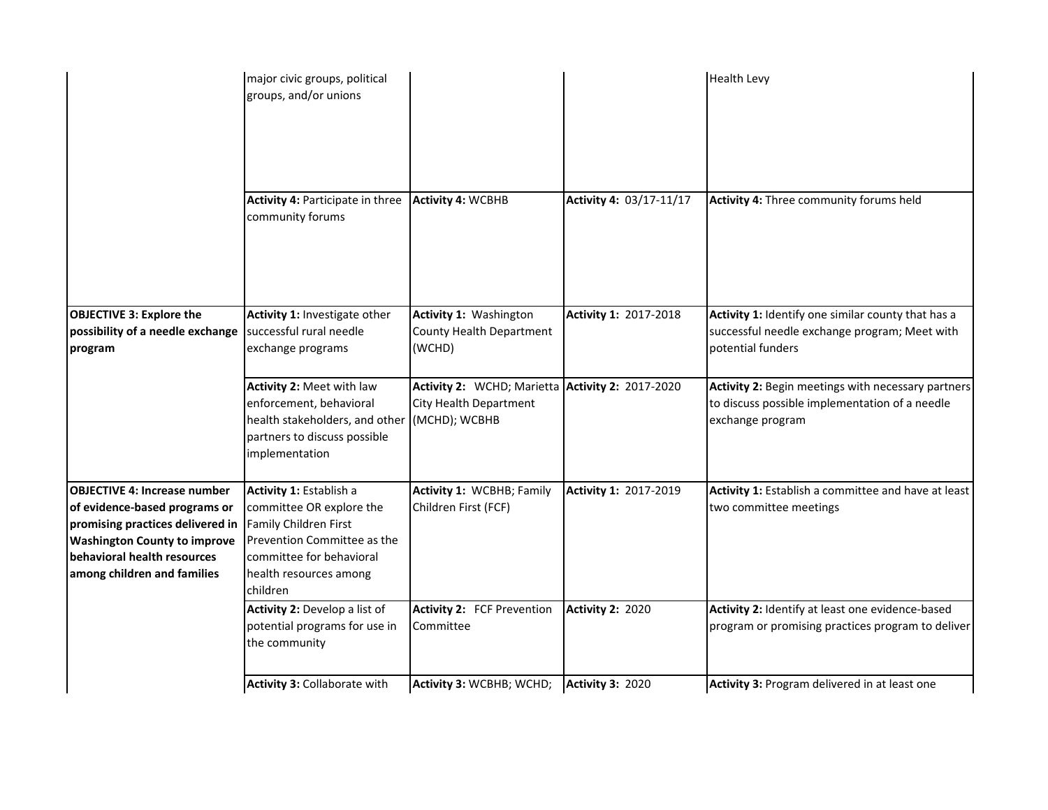| | | | | |
|---|---|---|---|---|
| | major civic groups, political groups, and/or unions | | | Health Levy |
| | **Activity 4:** Participate in three community forums | **Activity 4:** WCBHB | **Activity 4:** 03/17-11/17 | **Activity 4:** Three community forums held |
| **OBJECTIVE 3: Explore the possibility of a needle exchange program** | **Activity 1:** Investigate other successful rural needle exchange programs | **Activity 1:** Washington County Health Department (WCHD) | **Activity 1:** 2017-2018 | **Activity 1:** Identify one similar county that has a successful needle exchange program; Meet with potential funders |
| | **Activity 2:** Meet with law enforcement, behavioral health stakeholders, and other partners to discuss possible implementation | **Activity 2:** WCHD; Marietta City Health Department (MCHD); WCBHB | **Activity 2:** 2017-2020 | **Activity 2:** Begin meetings with necessary partners to discuss possible implementation of a needle exchange program |
| **OBJECTIVE 4: Increase number of evidence-based programs or promising practices delivered in Washington County to improve behavioral health resources among children and families** | **Activity 1:** Establish a committee OR explore the Family Children First Prevention Committee as the committee for behavioral health resources among children | **Activity 1:** WCBHB; Family Children First (FCF) | **Activity 1:** 2017-2019 | **Activity 1:** Establish a committee and have at least two committee meetings |
| | **Activity 2:** Develop a list of potential programs for use in the community | **Activity 2:** FCF Prevention Committee | **Activity 2:** 2020 | **Activity 2:** Identify at least one evidence-based program or promising practices program to deliver |
| | **Activity 3:** Collaborate with | **Activity 3:** WCBHB; WCHD; | **Activity 3:** 2020 | **Activity 3:** Program delivered in at least one |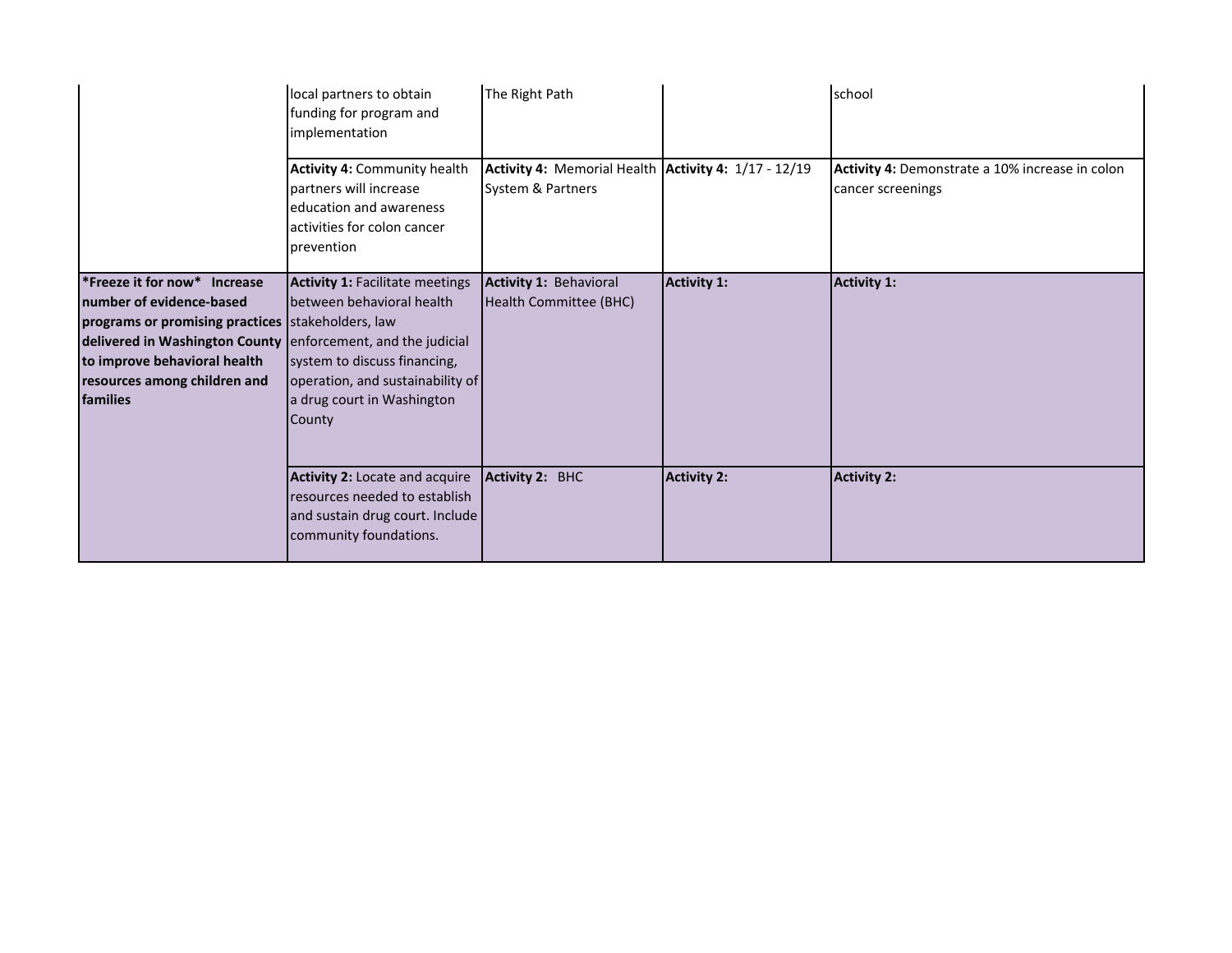| | | | | |
|---|---|---|---|---|
| | local partners to obtain funding for program and implementation | The Right Path | | school |
| | **Activity 4:** Community health partners will increase education and awareness activities for colon cancer prevention | **Activity 4:** Memorial Health System & Partners | **Activity 4:** 1/17 - 12/19 | **Activity 4:** Demonstrate a 10% increase in colon cancer screenings |
| **\*Freeze it for now\* Increase number of evidence-based programs or promising practices delivered in Washington County to improve behavioral health resources among children and families** | **Activity 1:** Facilitate meetings between behavioral health stakeholders, law enforcement, and the judicial system to discuss financing, operation, and sustainability of a drug court in Washington County | **Activity 1:** Behavioral Health Committee (BHC) | **Activity 1:** | **Activity 1:** |
| | **Activity 2:** Locate and acquire resources needed to establish and sustain drug court. Include community foundations. | **Activity 2:** BHC | **Activity 2:** | **Activity 2:** |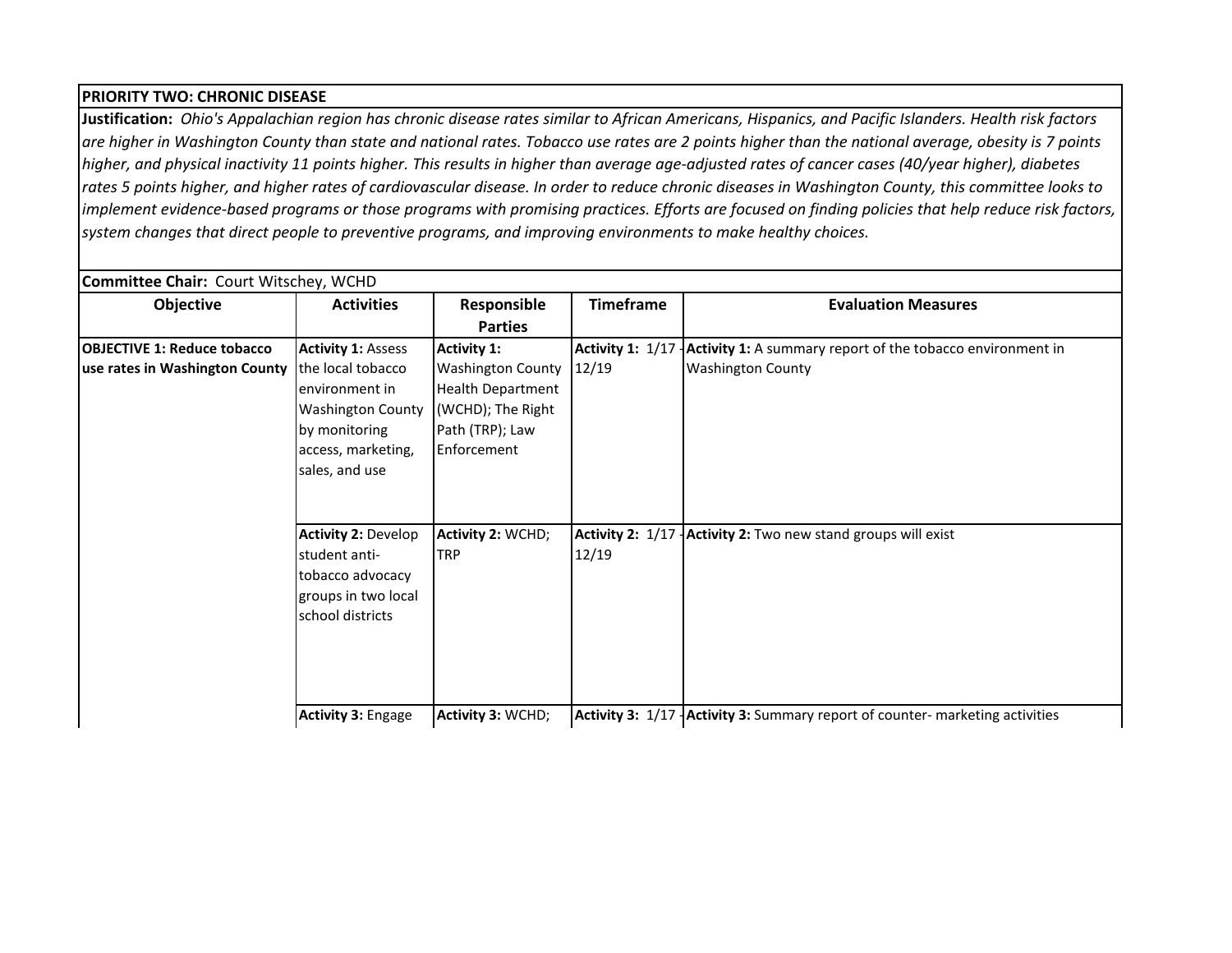**PRIORITY TWO: CHRONIC DISEASE**

**Justification:** *Ohio's Appalachian region has chronic disease rates similar to African Americans, Hispanics, and Pacific Islanders. Health risk factors are higher in Washington County than state and national rates. Tobacco use rates are 2 points higher than the national average, obesity is 7 points higher, and physical inactivity 11 points higher. This results in higher than average age-adjusted rates of cancer cases (40/year higher), diabetes rates 5 points higher, and higher rates of cardiovascular disease. In order to reduce chronic diseases in Washington County, this committee looks to implement evidence-based programs or those programs with promising practices. Efforts are focused on finding policies that help reduce risk factors, system changes that direct people to preventive programs, and improving environments to make healthy choices.*

**Committee Chair:** Court Witschey, WCHD

| Objective | Activities | Responsible Parties | Timeframe | Evaluation Measures |
|---|---|---|---|---|
| **OBJECTIVE 1: Reduce tobacco use rates in Washington County** | **Activity 1:** Assess the local tobacco environment in Washington County by monitoring access, marketing, sales, and use | **Activity 1:** Washington County Health Department (WCHD); The Right Path (TRP); Law Enforcement | **Activity 1:** 1/17 - 12/19 | **Activity 1:** A summary report of the tobacco environment in Washington County |
| | **Activity 2:** Develop student anti-tobacco advocacy groups in two local school districts | **Activity 2:** WCHD; TRP | **Activity 2:** 1/17 - 12/19 | **Activity 2:** Two new stand groups will exist |
| | **Activity 3:** Engage | **Activity 3:** WCHD; | **Activity 3:** 1/17 - | **Activity 3:** Summary report of counter- marketing activities |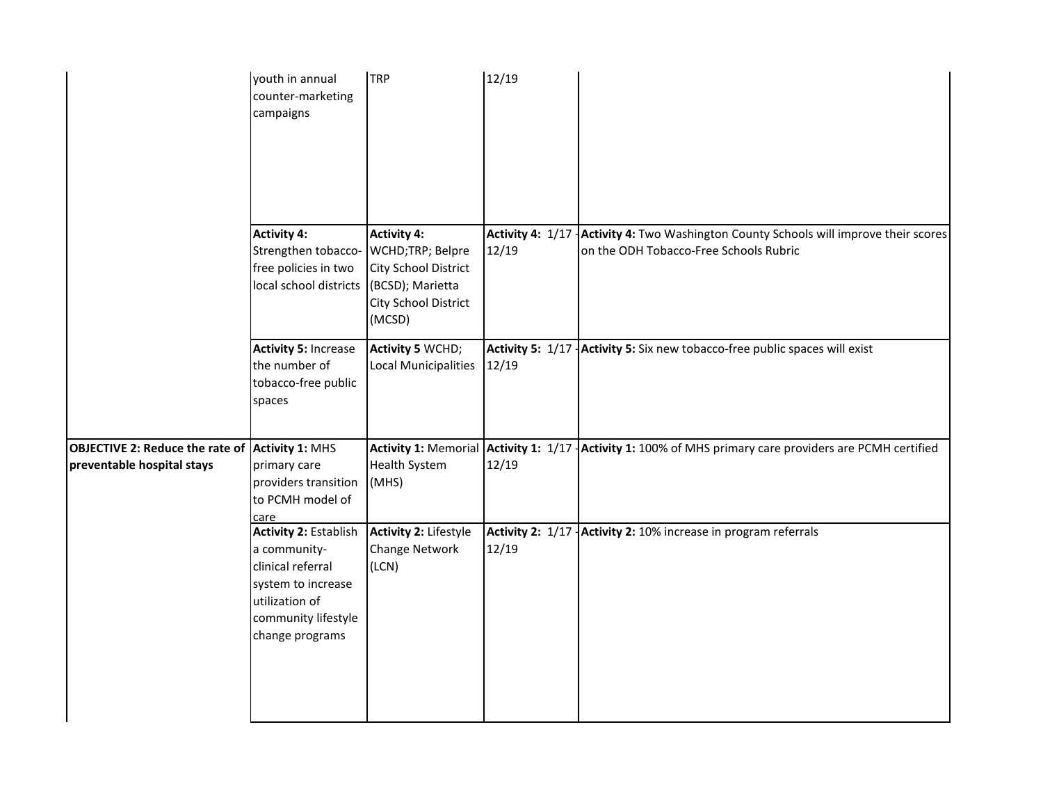| | | | | |
|---|---|---|---|---|
| | youth in annual counter-marketing campaigns | TRP | 12/19 | |
| | **Activity 4:** Strengthen tobacco-free policies in two local school districts | **Activity 4:** WCHD;TRP; Belpre City School District (BCSD); Marietta City School District (MCSD) | **Activity 4:** 1/17 - 12/19 | **Activity 4:** Two Washington County Schools will improve their scores on the ODH Tobacco-Free Schools Rubric |
| | **Activity 5:** Increase the number of tobacco-free public spaces | **Activity 5** WCHD; Local Municipalities | **Activity 5:** 1/17 - 12/19 | **Activity 5:** Six new tobacco-free public spaces will exist |
| **OBJECTIVE 2: Reduce the rate of preventable hospital stays** | **Activity 1:** MHS primary care providers transition to PCMH model of care | **Activity 1:** Memorial Health System (MHS) | **Activity 1:** 1/17 - 12/19 | **Activity 1:** 100% of MHS primary care providers are PCMH certified |
| | **Activity 2:** Establish a community-clinical referral system to increase utilization of community lifestyle change programs | **Activity 2:** Lifestyle Change Network (LCN) | **Activity 2:** 1/17 - 12/19 | **Activity 2:** 10% increase in program referrals |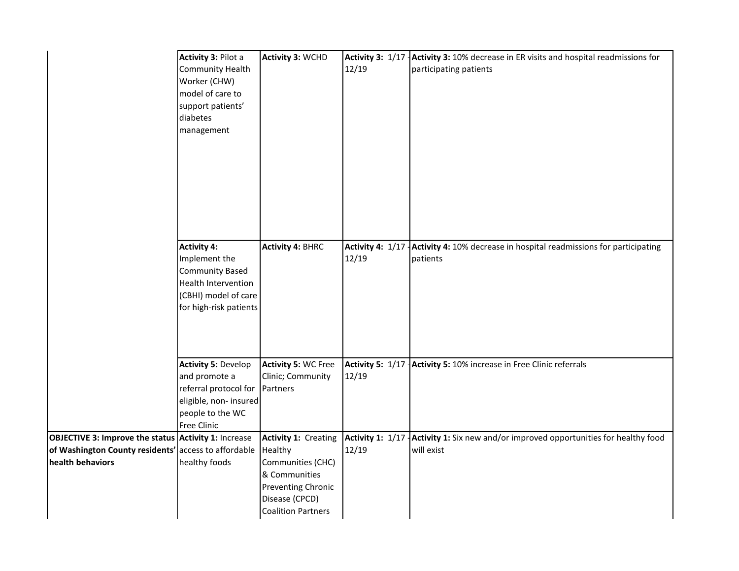| | | | | |
|---|---|---|---|---|
| | **Activity 3:** Pilot a Community Health Worker (CHW) model of care to support patients' diabetes management | **Activity 3:** WCHD | **Activity 3:** 1/17 - 12/19 | **Activity 3:** 10% decrease in ER visits and hospital readmissions for participating patients |
| | **Activity 4:** Implement the Community Based Health Intervention (CBHI) model of care for high-risk patients | **Activity 4:** BHRC | **Activity 4:** 1/17 - 12/19 | **Activity 4:** 10% decrease in hospital readmissions for participating patients |
| | **Activity 5:** Develop and promote a referral protocol for eligible, non- insured people to the WC Free Clinic | **Activity 5:** WC Free Clinic; Community Partners | **Activity 5:** 1/17 - 12/19 | **Activity 5:** 10% increase in Free Clinic referrals |
| **OBJECTIVE 3: Improve the status of Washington County residents' health behaviors** | **Activity 1:** Increase access to affordable healthy foods | **Activity 1:** Creating Healthy Communities (CHC) & Communities Preventing Chronic Disease (CPCD) Coalition Partners | **Activity 1:** 1/17 - 12/19 | **Activity 1:** Six new and/or improved opportunities for healthy food will exist |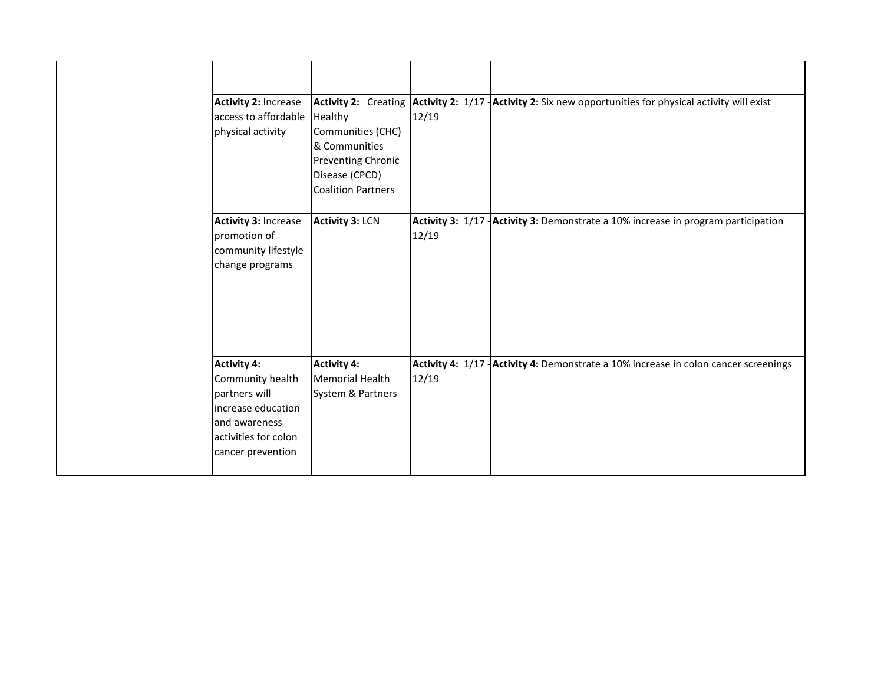| | | | | |
|---|---|---|---|---|
| | | | | |
| | **Activity 2:** Increase access to affordable physical activity | **Activity 2:** Creating Healthy Communities (CHC) & Communities Preventing Chronic Disease (CPCD) Coalition Partners | **Activity 2:** 1/17 - 12/19 | **Activity 2:** Six new opportunities for physical activity will exist |
| | **Activity 3:** Increase promotion of community lifestyle change programs | **Activity 3:** LCN | **Activity 3:** 1/17 - 12/19 | **Activity 3:** Demonstrate a 10% increase in program participation |
| | **Activity 4:** Community health partners will increase education and awareness activities for colon cancer prevention | **Activity 4:** Memorial Health System & Partners | **Activity 4:** 1/17 - 12/19 | **Activity 4:** Demonstrate a 10% increase in colon cancer screenings |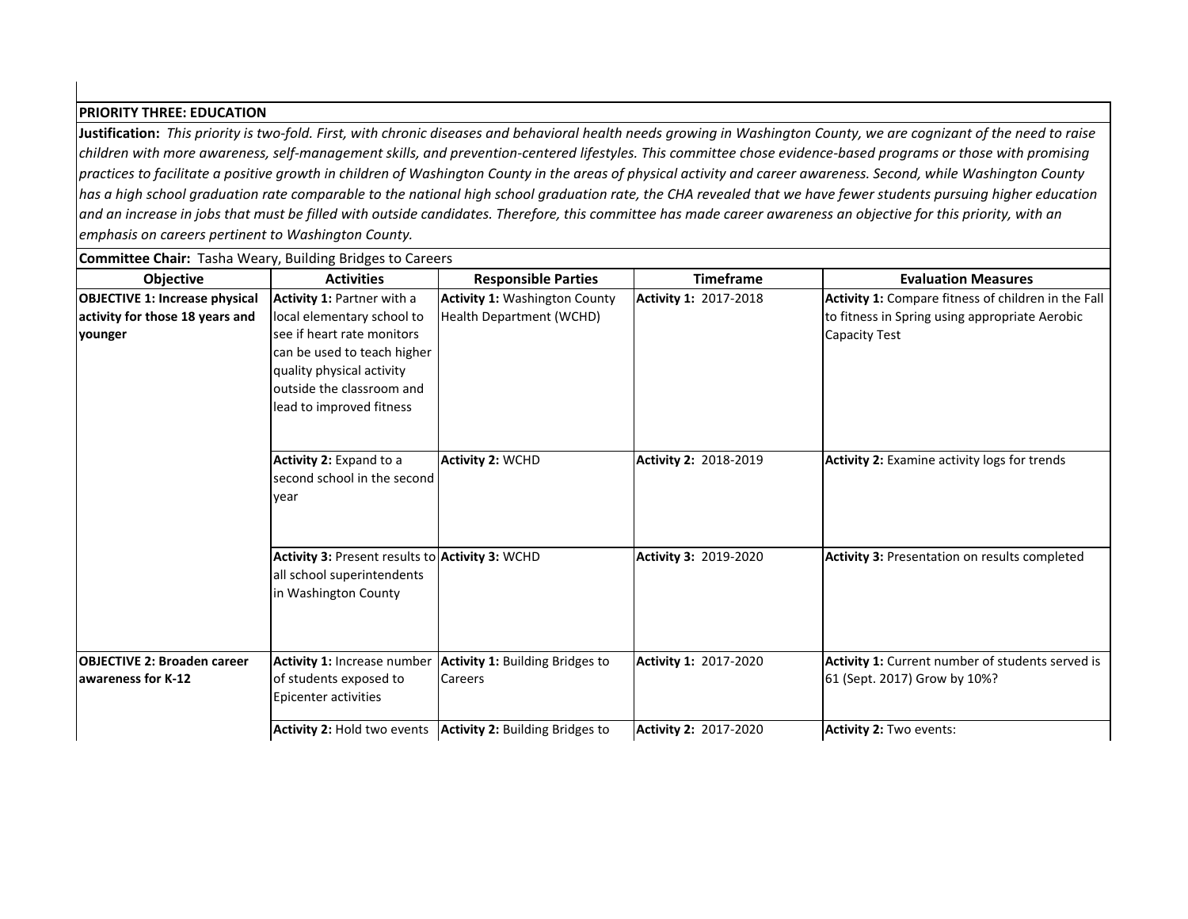**PRIORITY THREE: EDUCATION**

**Justification:** *This priority is two-fold. First, with chronic diseases and behavioral health needs growing in Washington County, we are cognizant of the need to raise children with more awareness, self-management skills, and prevention-centered lifestyles. This committee chose evidence-based programs or those with promising practices to facilitate a positive growth in children of Washington County in the areas of physical activity and career awareness. Second, while Washington County has a high school graduation rate comparable to the national high school graduation rate, the CHA revealed that we have fewer students pursuing higher education and an increase in jobs that must be filled with outside candidates. Therefore, this committee has made career awareness an objective for this priority, with an emphasis on careers pertinent to Washington County.*

**Committee Chair:** Tasha Weary, Building Bridges to Careers

| Objective | Activities | Responsible Parties | Timeframe | Evaluation Measures |
|---|---|---|---|---|
| **OBJECTIVE 1: Increase physical activity for those 18 years and younger** | **Activity 1:** Partner with a local elementary school to see if heart rate monitors can be used to teach higher quality physical activity outside the classroom and lead to improved fitness | **Activity 1:** Washington County Health Department (WCHD) | **Activity 1:** 2017-2018 | **Activity 1:** Compare fitness of children in the Fall to fitness in Spring using appropriate Aerobic Capacity Test |
| | **Activity 2:** Expand to a second school in the second year | **Activity 2:** WCHD | **Activity 2:** 2018-2019 | **Activity 2:** Examine activity logs for trends |
| | **Activity 3:** Present results to all school superintendents in Washington County | **Activity 3:** WCHD | **Activity 3:** 2019-2020 | **Activity 3:** Presentation on results completed |
| **OBJECTIVE 2: Broaden career awareness for K-12** | **Activity 1:** Increase number of students exposed to Epicenter activities | **Activity 1:** Building Bridges to Careers | **Activity 1:** 2017-2020 | **Activity 1:** Current number of students served is 61 (Sept. 2017) Grow by 10%? |
| | **Activity 2:** Hold two events | **Activity 2:** Building Bridges to | **Activity 2:** 2017-2020 | **Activity 2:** Two events: |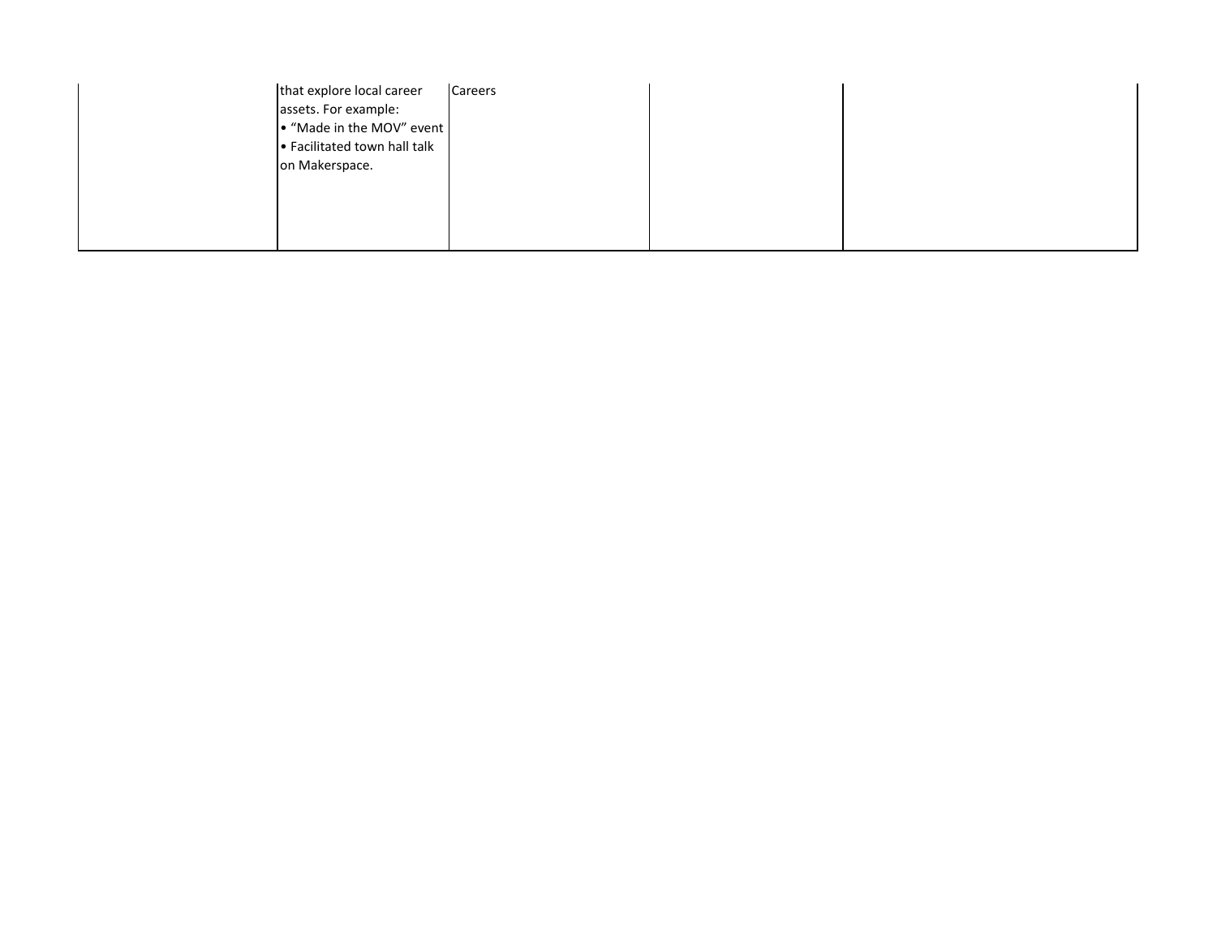|  |  |  |  |  |
|---|---|---|---|---|
|  | that explore local career assets. For example:<br>• “Made in the MOV” event<br>• Facilitated town hall talk on Makerspace. | Careers |  |  |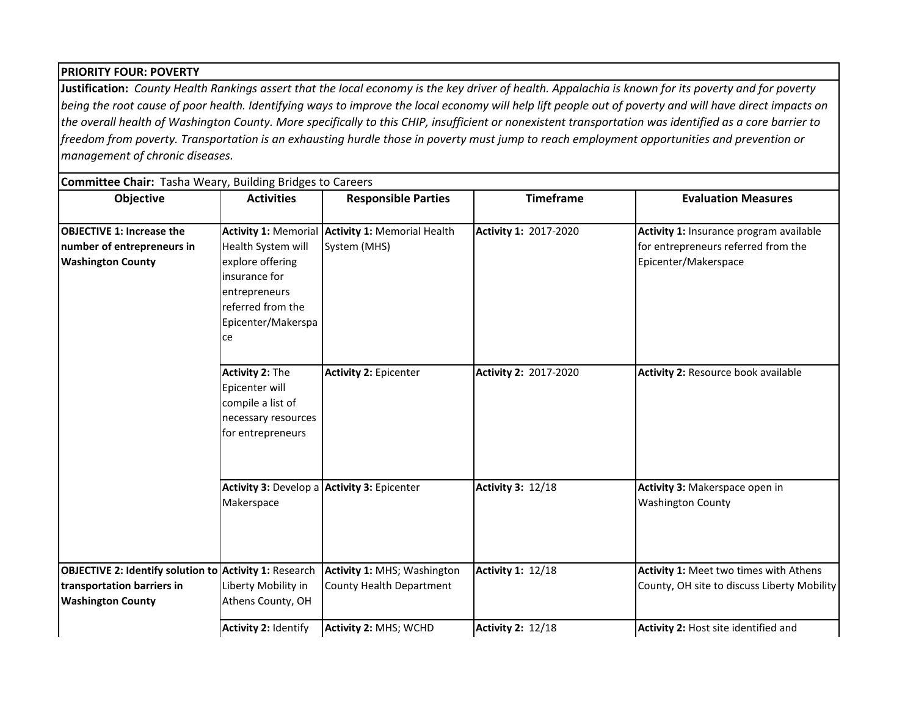**PRIORITY FOUR: POVERTY**

**Justification:** *County Health Rankings assert that the local economy is the key driver of health. Appalachia is known for its poverty and for poverty being the root cause of poor health. Identifying ways to improve the local economy will help lift people out of poverty and will have direct impacts on the overall health of Washington County. More specifically to this CHIP, insufficient or nonexistent transportation was identified as a core barrier to freedom from poverty. Transportation is an exhausting hurdle those in poverty must jump to reach employment opportunities and prevention or management of chronic diseases.*

**Committee Chair:** Tasha Weary, Building Bridges to Careers

| Objective | Activities | Responsible Parties | Timeframe | Evaluation Measures |
|---|---|---|---|---|
| **OBJECTIVE 1: Increase the number of entrepreneurs in Washington County** | **Activity 1:** Memorial Health System will explore offering insurance for entrepreneurs referred from the Epicenter/Makerspace | **Activity 1:** Memorial Health System (MHS) | **Activity 1:** 2017-2020 | **Activity 1:** Insurance program available for entrepreneurs referred from the Epicenter/Makerspace |
| | **Activity 2:** The Epicenter will compile a list of necessary resources for entrepreneurs | **Activity 2:** Epicenter | **Activity 2:** 2017-2020 | **Activity 2:** Resource book available |
| | **Activity 3:** Develop a Makerspace | **Activity 3:** Epicenter | **Activity 3:** 12/18 | **Activity 3:** Makerspace open in Washington County |
| **OBJECTIVE 2: Identify solution to transportation barriers in Washington County** | **Activity 1:** Research Liberty Mobility in Athens County, OH | **Activity 1:** MHS; Washington County Health Department | **Activity 1:** 12/18 | **Activity 1:** Meet two times with Athens County, OH site to discuss Liberty Mobility |
| | **Activity 2:** Identify | **Activity 2:** MHS; WCHD | **Activity 2:** 12/18 | **Activity 2:** Host site identified and |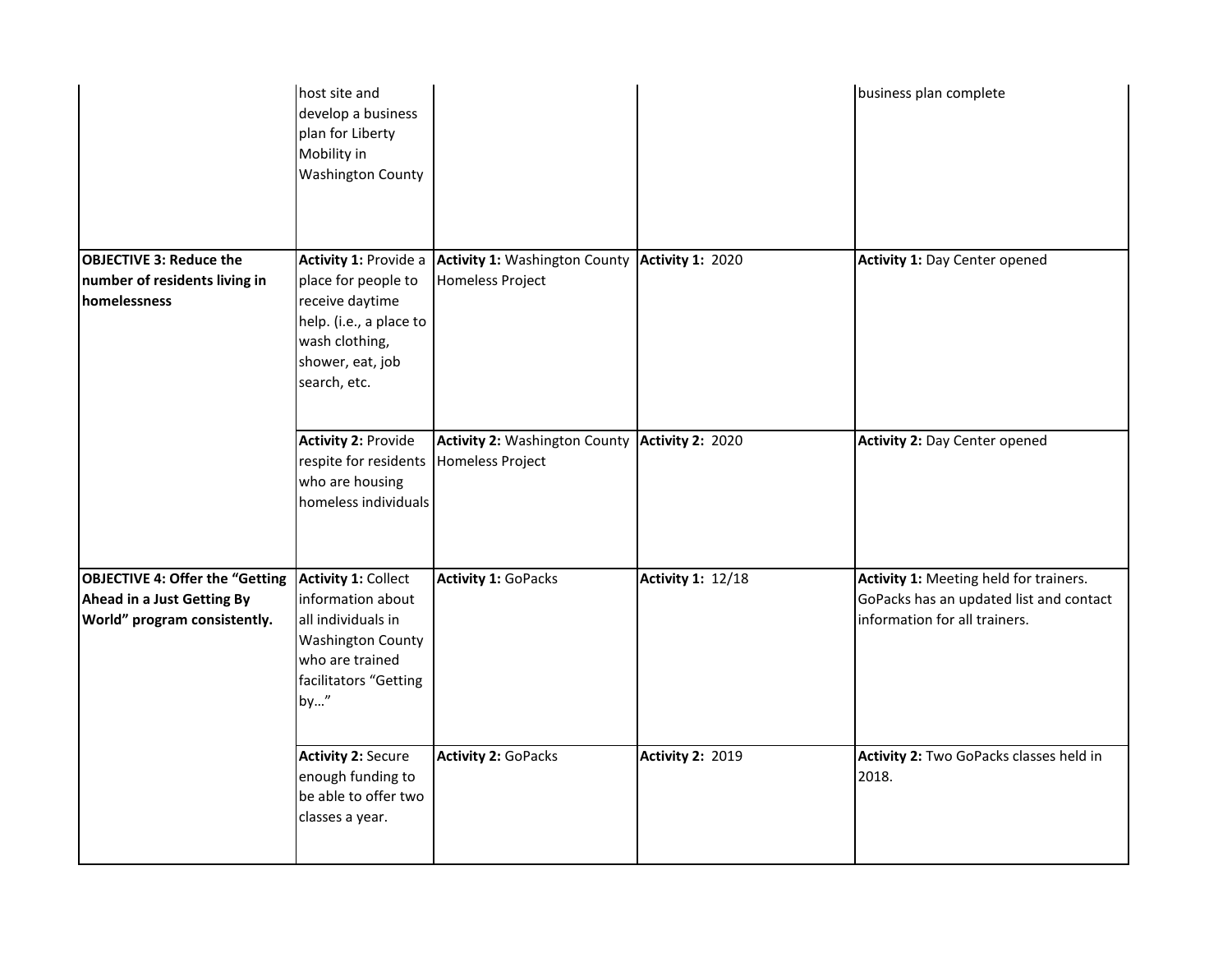| | | | | |
|---|---|---|---|---|
| | host site and develop a business plan for Liberty Mobility in Washington County | | | business plan complete |
| **OBJECTIVE 3: Reduce the number of residents living in homelessness** | **Activity 1:** Provide a place for people to receive daytime help. (i.e., a place to wash clothing, shower, eat, job search, etc. | **Activity 1:** Washington County Homeless Project | **Activity 1:** 2020 | **Activity 1:** Day Center opened |
| | **Activity 2:** Provide respite for residents who are housing homeless individuals | **Activity 2:** Washington County Homeless Project | **Activity 2:** 2020 | **Activity 2:** Day Center opened |
| **OBJECTIVE 4: Offer the "Getting Ahead in a Just Getting By World" program consistently.** | **Activity 1:** Collect information about all individuals in Washington County who are trained facilitators "Getting by…" | **Activity 1:** GoPacks | **Activity 1:** 12/18 | **Activity 1:** Meeting held for trainers. GoPacks has an updated list and contact information for all trainers. |
| | **Activity 2:** Secure enough funding to be able to offer two classes a year. | **Activity 2:** GoPacks | **Activity 2:** 2019 | **Activity 2:** Two GoPacks classes held in 2018. |